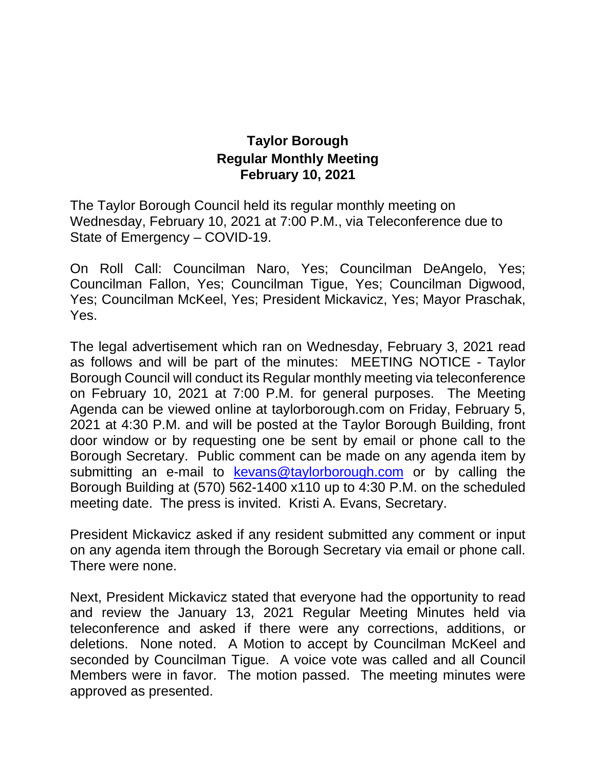# Taylor Borough
## Regular Monthly Meeting
## February 10, 2021

The Taylor Borough Council held its regular monthly meeting on Wednesday, February 10, 2021 at 7:00 P.M., via Teleconference due to State of Emergency – COVID-19.

On Roll Call: Councilman Naro, Yes; Councilman DeAngelo, Yes; Councilman Fallon, Yes; Councilman Tigue, Yes; Councilman Digwood, Yes; Councilman McKeel, Yes; President Mickavicz, Yes; Mayor Praschak, Yes.

The legal advertisement which ran on Wednesday, February 3, 2021 read as follows and will be part of the minutes: MEETING NOTICE - Taylor Borough Council will conduct its Regular monthly meeting via teleconference on February 10, 2021 at 7:00 P.M. for general purposes. The Meeting Agenda can be viewed online at taylorborough.com on Friday, February 5, 2021 at 4:30 P.M. and will be posted at the Taylor Borough Building, front door window or by requesting one be sent by email or phone call to the Borough Secretary. Public comment can be made on any agenda item by submitting an e-mail to kevans@taylorborough.com or by calling the Borough Building at (570) 562-1400 x110 up to 4:30 P.M. on the scheduled meeting date. The press is invited. Kristi A. Evans, Secretary.

President Mickavicz asked if any resident submitted any comment or input on any agenda item through the Borough Secretary via email or phone call. There were none.

Next, President Mickavicz stated that everyone had the opportunity to read and review the January 13, 2021 Regular Meeting Minutes held via teleconference and asked if there were any corrections, additions, or deletions. None noted. A Motion to accept by Councilman McKeel and seconded by Councilman Tigue. A voice vote was called and all Council Members were in favor. The motion passed. The meeting minutes were approved as presented.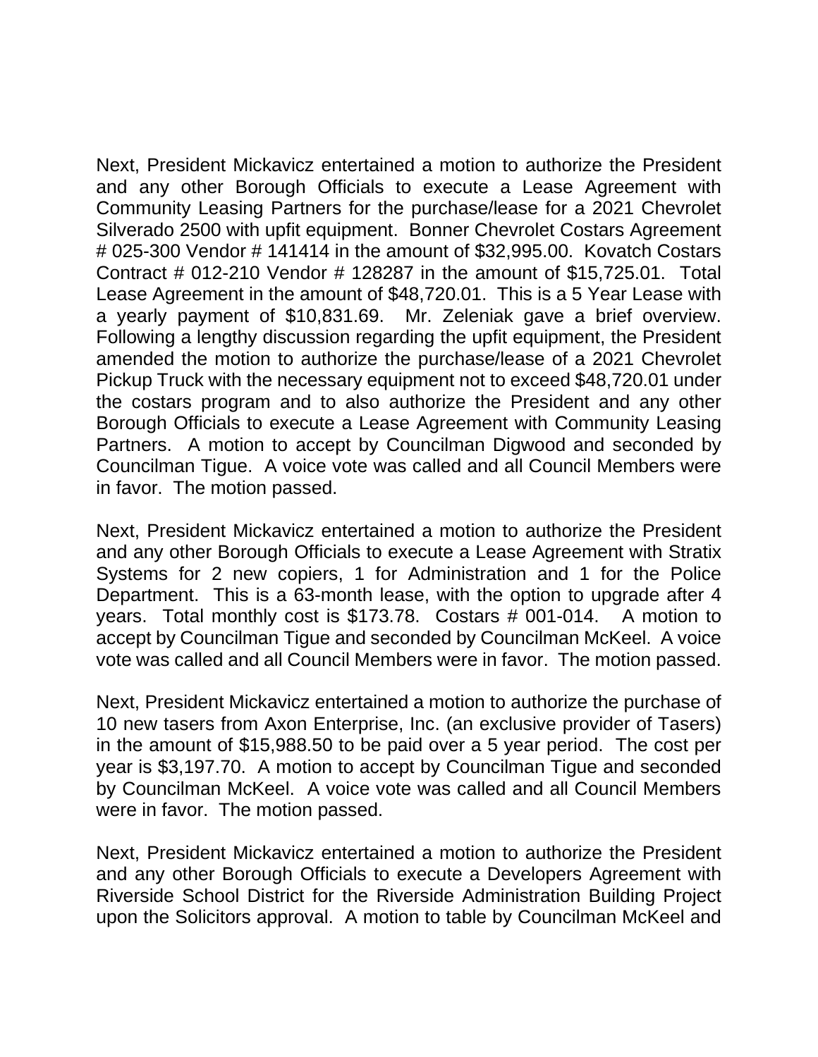Next, President Mickavicz entertained a motion to authorize the President and any other Borough Officials to execute a Lease Agreement with Community Leasing Partners for the purchase/lease for a 2021 Chevrolet Silverado 2500 with upfit equipment. Bonner Chevrolet Costars Agreement # 025-300 Vendor # 141414 in the amount of $32,995.00. Kovatch Costars Contract # 012-210 Vendor # 128287 in the amount of $15,725.01. Total Lease Agreement in the amount of $48,720.01. This is a 5 Year Lease with a yearly payment of $10,831.69. Mr. Zeleniak gave a brief overview. Following a lengthy discussion regarding the upfit equipment, the President amended the motion to authorize the purchase/lease of a 2021 Chevrolet Pickup Truck with the necessary equipment not to exceed $48,720.01 under the costars program and to also authorize the President and any other Borough Officials to execute a Lease Agreement with Community Leasing Partners. A motion to accept by Councilman Digwood and seconded by Councilman Tigue. A voice vote was called and all Council Members were in favor. The motion passed.

Next, President Mickavicz entertained a motion to authorize the President and any other Borough Officials to execute a Lease Agreement with Stratix Systems for 2 new copiers, 1 for Administration and 1 for the Police Department. This is a 63-month lease, with the option to upgrade after 4 years. Total monthly cost is $173.78. Costars # 001-014. A motion to accept by Councilman Tigue and seconded by Councilman McKeel. A voice vote was called and all Council Members were in favor. The motion passed.

Next, President Mickavicz entertained a motion to authorize the purchase of 10 new tasers from Axon Enterprise, Inc. (an exclusive provider of Tasers) in the amount of $15,988.50 to be paid over a 5 year period. The cost per year is $3,197.70. A motion to accept by Councilman Tigue and seconded by Councilman McKeel. A voice vote was called and all Council Members were in favor. The motion passed.

Next, President Mickavicz entertained a motion to authorize the President and any other Borough Officials to execute a Developers Agreement with Riverside School District for the Riverside Administration Building Project upon the Solicitors approval. A motion to table by Councilman McKeel and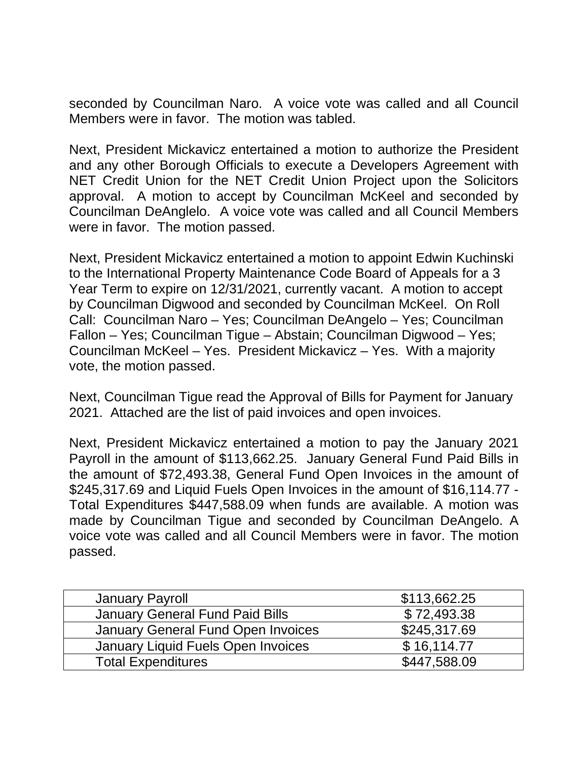seconded by Councilman Naro. A voice vote was called and all Council Members were in favor. The motion was tabled.

Next, President Mickavicz entertained a motion to authorize the President and any other Borough Officials to execute a Developers Agreement with NET Credit Union for the NET Credit Union Project upon the Solicitors approval. A motion to accept by Councilman McKeel and seconded by Councilman DeAnglelo. A voice vote was called and all Council Members were in favor. The motion passed.

Next, President Mickavicz entertained a motion to appoint Edwin Kuchinski to the International Property Maintenance Code Board of Appeals for a 3 Year Term to expire on 12/31/2021, currently vacant. A motion to accept by Councilman Digwood and seconded by Councilman McKeel. On Roll Call: Councilman Naro – Yes; Councilman DeAngelo – Yes; Councilman Fallon – Yes; Councilman Tigue – Abstain; Councilman Digwood – Yes; Councilman McKeel – Yes. President Mickavicz – Yes. With a majority vote, the motion passed.

Next, Councilman Tigue read the Approval of Bills for Payment for January 2021. Attached are the list of paid invoices and open invoices.

Next, President Mickavicz entertained a motion to pay the January 2021 Payroll in the amount of $113,662.25. January General Fund Paid Bills in the amount of $72,493.38, General Fund Open Invoices in the amount of $245,317.69 and Liquid Fuels Open Invoices in the amount of $16,114.77 - Total Expenditures $447,588.09 when funds are available. A motion was made by Councilman Tigue and seconded by Councilman DeAngelo. A voice vote was called and all Council Members were in favor. The motion passed.

| | |
|---|---|
| January Payroll | $113,662.25 |
| January General Fund Paid Bills | $ 72,493.38 |
| January General Fund Open Invoices | $245,317.69 |
| January Liquid Fuels Open Invoices | $ 16,114.77 |
| Total Expenditures | $447,588.09 |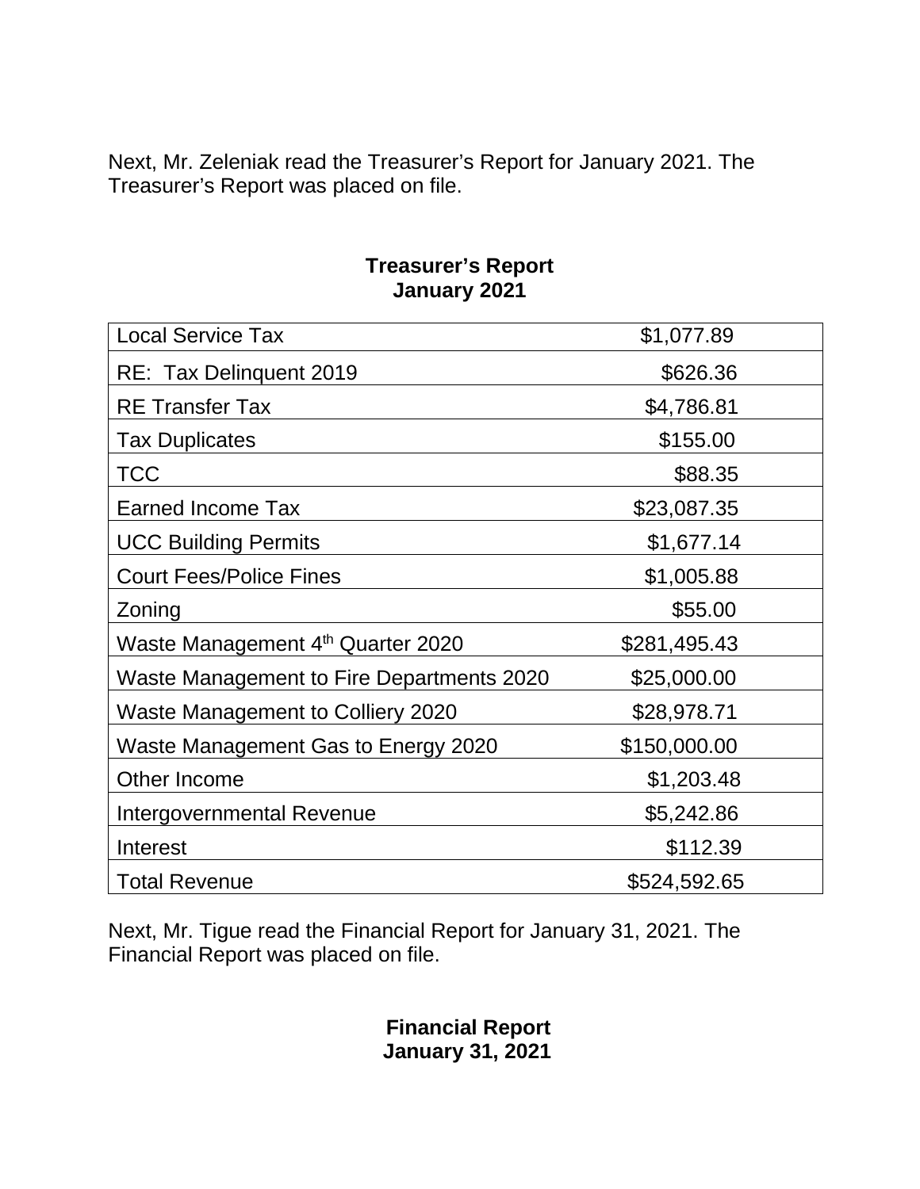Next, Mr. Zeleniak read the Treasurer's Report for January 2021. The Treasurer's Report was placed on file.

**Treasurer's Report**
**January 2021**

| | |
|---|---|
| Local Service Tax | $1,077.89 |
| RE: Tax Delinquent 2019 | $626.36 |
| RE Transfer Tax | $4,786.81 |
| Tax Duplicates | $155.00 |
| TCC | $88.35 |
| Earned Income Tax | $23,087.35 |
| UCC Building Permits | $1,677.14 |
| Court Fees/Police Fines | $1,005.88 |
| Zoning | $55.00 |
| Waste Management 4th Quarter 2020 | $281,495.43 |
| Waste Management to Fire Departments 2020 | $25,000.00 |
| Waste Management to Colliery 2020 | $28,978.71 |
| Waste Management Gas to Energy 2020 | $150,000.00 |
| Other Income | $1,203.48 |
| Intergovernmental Revenue | $5,242.86 |
| Interest | $112.39 |
| Total Revenue | $524,592.65 |

Next, Mr. Tigue read the Financial Report for January 31, 2021. The Financial Report was placed on file.

**Financial Report**
**January 31, 2021**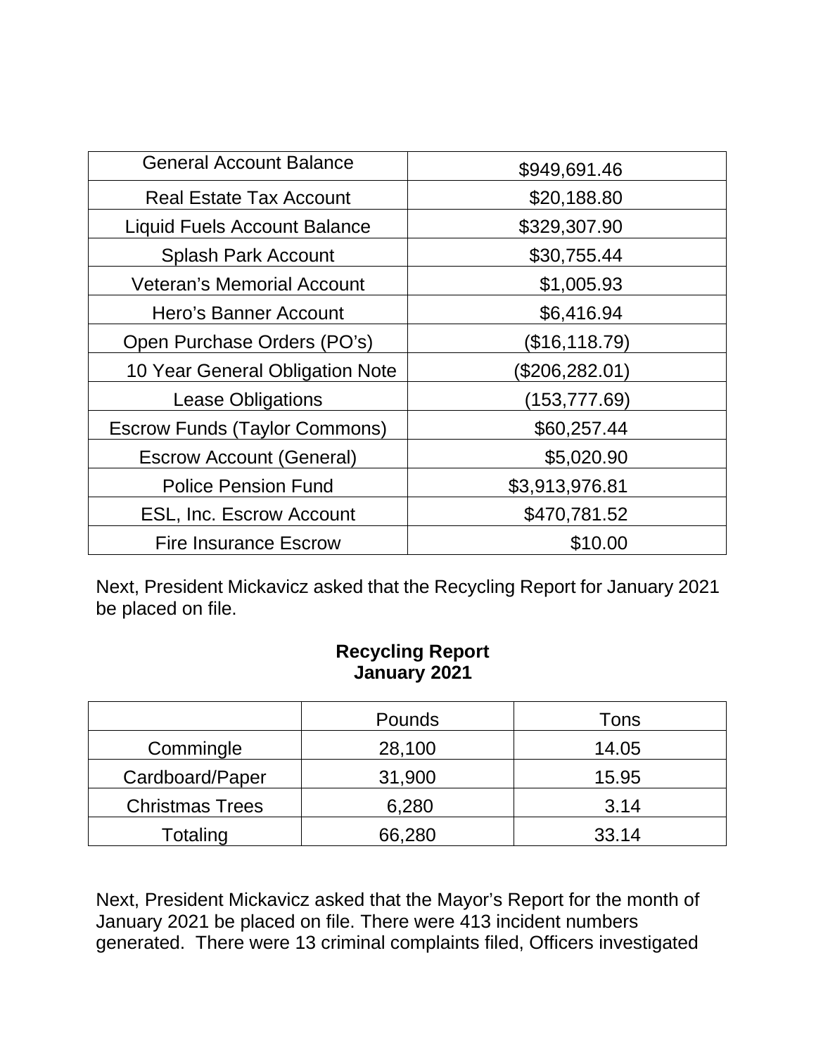| General Account Balance | $949,691.46 |
|---|---|
| Real Estate Tax Account | $20,188.80 |
| Liquid Fuels Account Balance | $329,307.90 |
| Splash Park Account | $30,755.44 |
| Veteran's Memorial Account | $1,005.93 |
| Hero's Banner Account | $6,416.94 |
| Open Purchase Orders (PO's) | ($16,118.79) |
| 10 Year General Obligation Note | ($206,282.01) |
| Lease Obligations | (153,777.69) |
| Escrow Funds (Taylor Commons) | $60,257.44 |
| Escrow Account (General) | $5,020.90 |
| Police Pension Fund | $3,913,976.81 |
| ESL, Inc. Escrow Account | $470,781.52 |
| Fire Insurance Escrow | $10.00 |

Next, President Mickavicz asked that the Recycling Report for January 2021 be placed on file.

**Recycling Report**
**January 2021**

| | Pounds | Tons |
|---|---|---|
| Commingle | 28,100 | 14.05 |
| Cardboard/Paper | 31,900 | 15.95 |
| Christmas Trees | 6,280 | 3.14 |
| Totaling | 66,280 | 33.14 |

Next, President Mickavicz asked that the Mayor's Report for the month of January 2021 be placed on file. There were 413 incident numbers generated. There were 13 criminal complaints filed, Officers investigated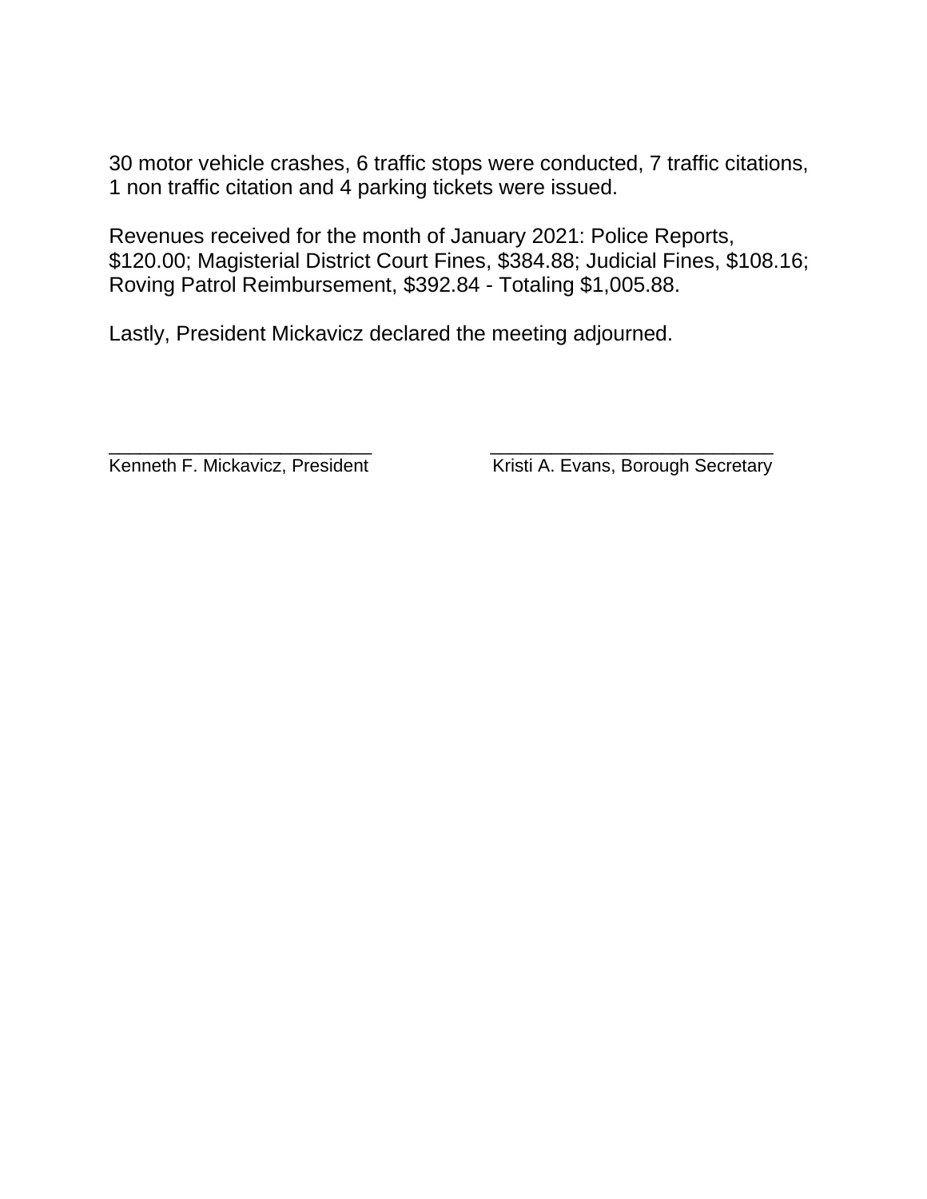30 motor vehicle crashes, 6 traffic stops were conducted, 7 traffic citations, 1 non traffic citation and 4 parking tickets were issued.

Revenues received for the month of January 2021: Police Reports, $120.00; Magisterial District Court Fines, $384.88; Judicial Fines, $108.16; Roving Patrol Reimbursement, $392.84 - Totaling $1,005.88.

Lastly, President Mickavicz declared the meeting adjourned.

| | |
|---|---|
| ________________________ | ________________________ |
| Kenneth F. Mickavicz, President | Kristi A. Evans, Borough Secretary |